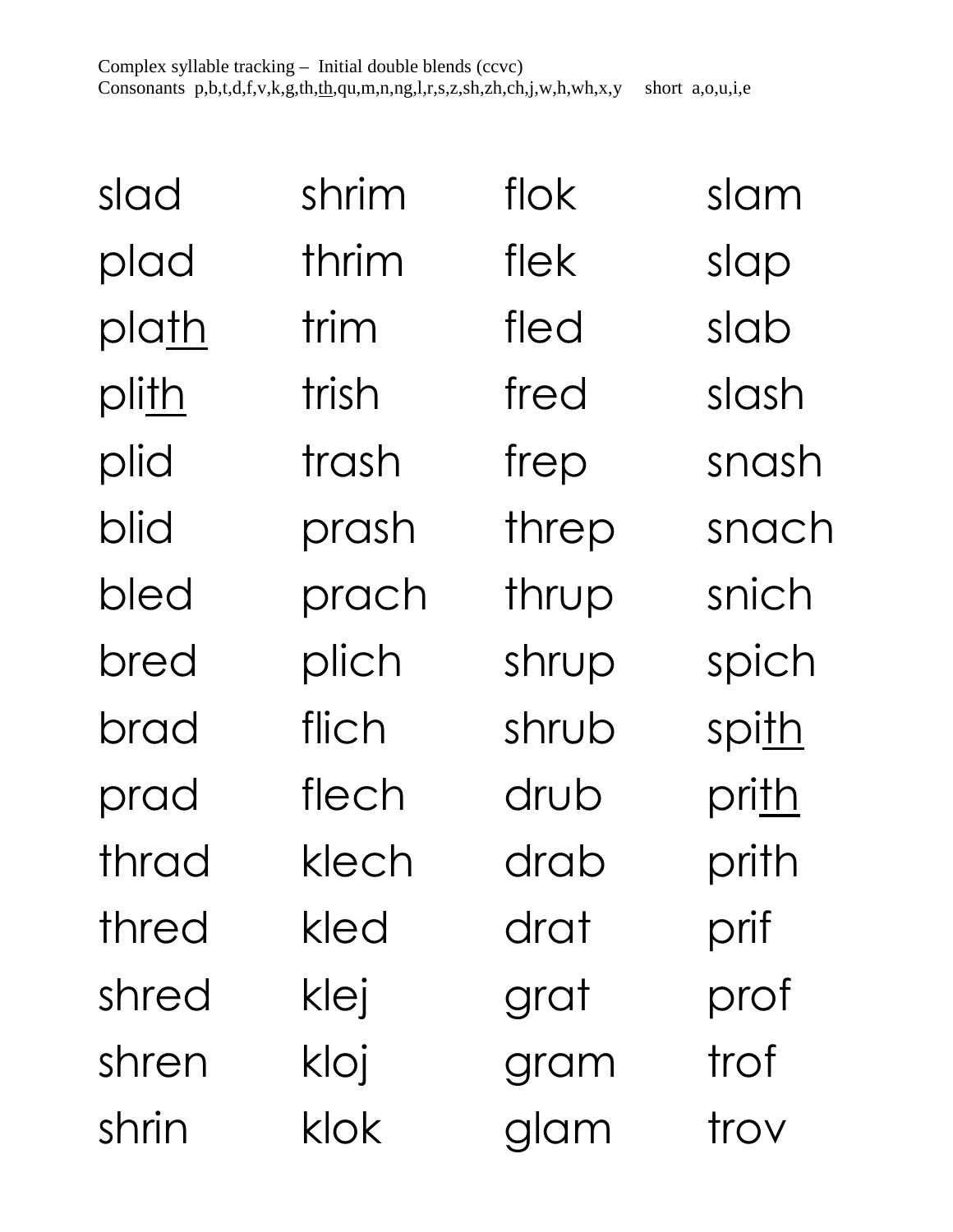Complex syllable tracking – Initial double blends (ccvc)
Consonants p,b,t,d,f,v,k,g,th,<u>th</u>,qu,m,n,ng,l,r,s,z,sh,zh,ch,j,w,h,wh,x,y short a,o,u,i,e

| | | | |
|---|---|---|---|
| slad | shrim | flok | slam |
| plad | thrim | flek | slap |
| pla<u>th</u> | trim | fled | slab |
| pli<u>th</u> | trish | fred | slash |
| plid | trash | frep | snash |
| blid | prash | threp | snach |
| bled | prach | thrup | snich |
| bred | plich | shrup | spich |
| brad | flich | shrub | spi<u>th</u> |
| prad | flech | drub | pri<u>th</u> |
| thrad | klech | drab | prith |
| thred | kled | drat | prif |
| shred | klej | grat | prof |
| shren | kloj | gram | trof |
| shrin | klok | glam | trov |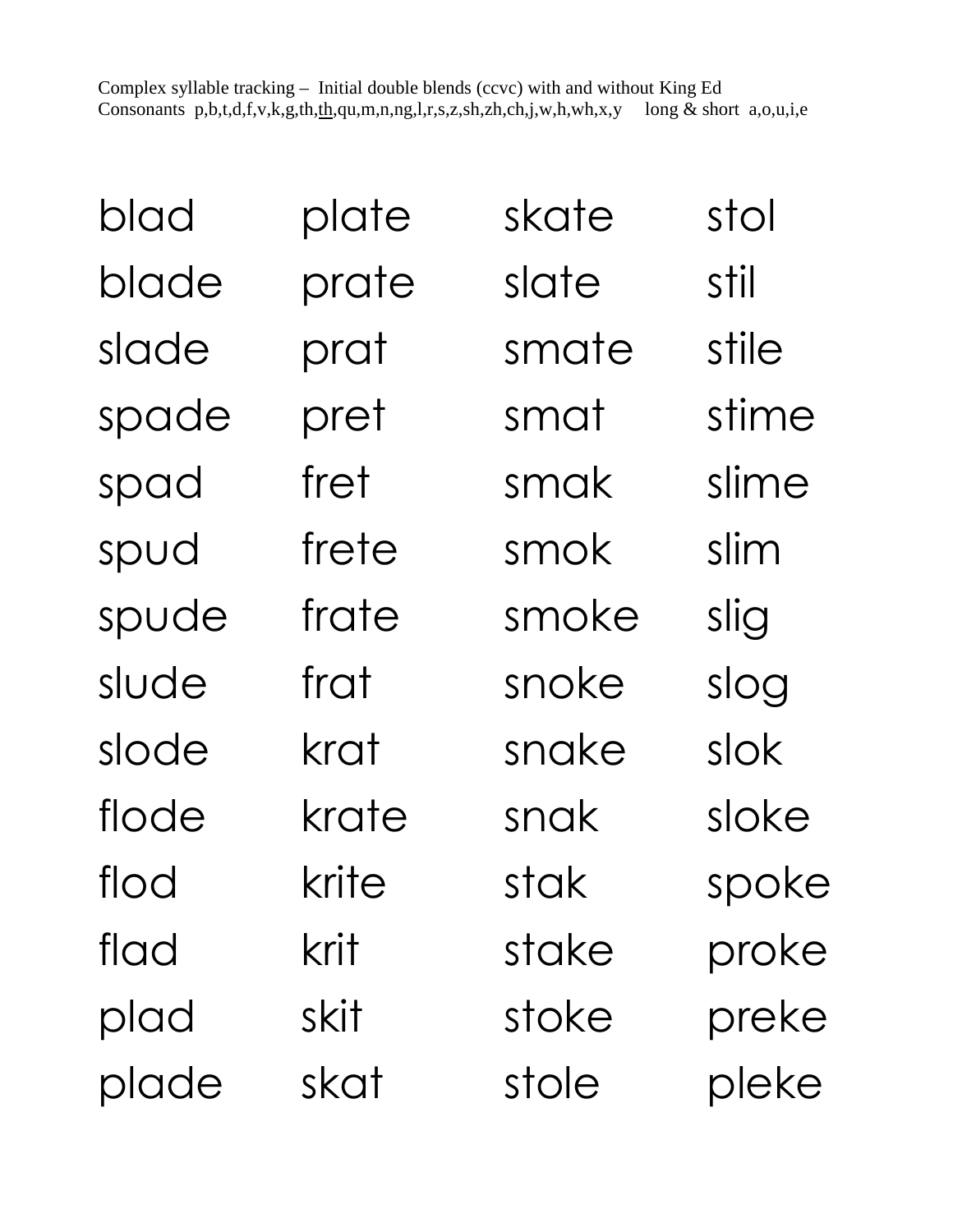Complex syllable tracking – Initial double blends (ccvc) with and without King Ed
Consonants p,b,t,d,f,v,k,g,th,<u>th</u>,qu,m,n,ng,l,r,s,z,sh,zh,ch,j,w,h,wh,x,y long & short a,o,u,i,e

| | | | |
|---|---|---|---|
| blad | plate | skate | stol |
| blade | prate | slate | stil |
| slade | prat | smate | stile |
| spade | pret | smat | stime |
| spad | fret | smak | slime |
| spud | frete | smok | slim |
| spude | frate | smoke | slig |
| slude | frat | snoke | slog |
| slode | krat | snake | slok |
| flode | krate | snak | sloke |
| flod | krite | stak | spoke |
| flad | krit | stake | proke |
| plad | skit | stoke | preke |
| plade | skat | stole | pleke |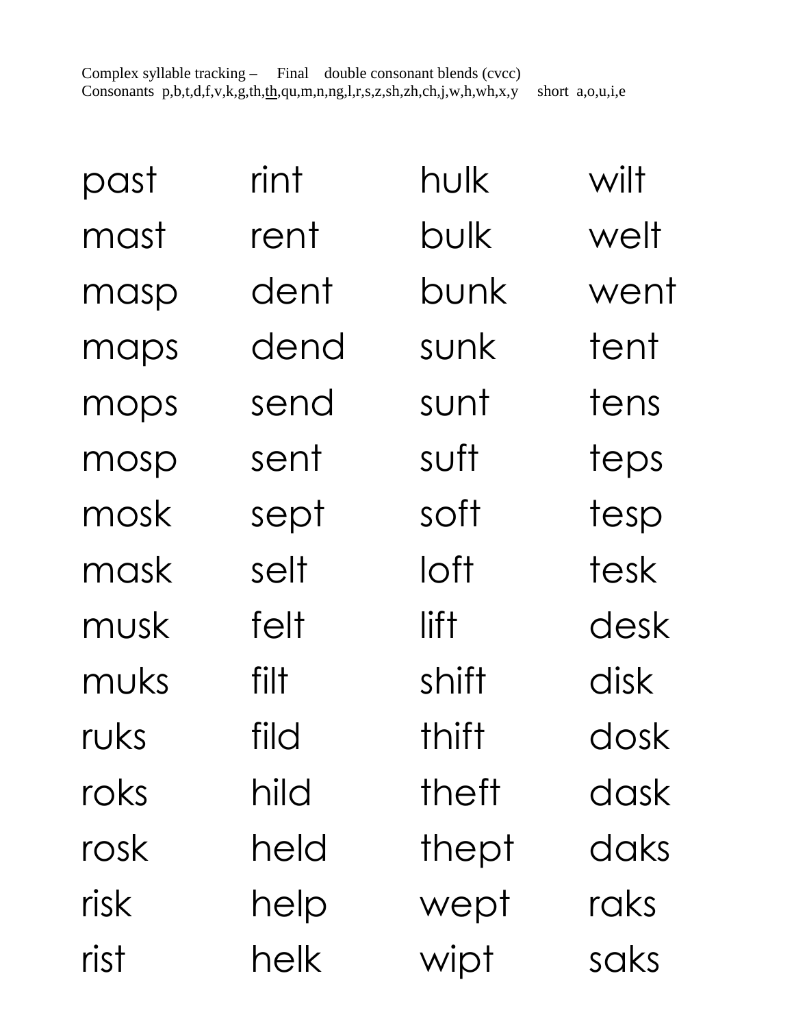Complex syllable tracking – Final double consonant blends (cvcc)
Consonants p,b,t,d,f,v,k,g,th,<u>th</u>,qu,m,n,ng,l,r,s,z,sh,zh,ch,j,w,h,wh,x,y short a,o,u,i,e

| | | | |
|---|---|---|---|
| past | rint | hulk | wilt |
| mast | rent | bulk | welt |
| masp | dent | bunk | went |
| maps | dend | sunk | tent |
| mops | send | sunt | tens |
| mosp | sent | suft | teps |
| mosk | sept | soft | tesp |
| mask | selt | loft | tesk |
| musk | felt | lift | desk |
| muks | filt | shift | disk |
| ruks | fild | thift | dosk |
| roks | hild | theft | dask |
| rosk | held | thept | daks |
| risk | help | wept | raks |
| rist | helk | wipt | saks |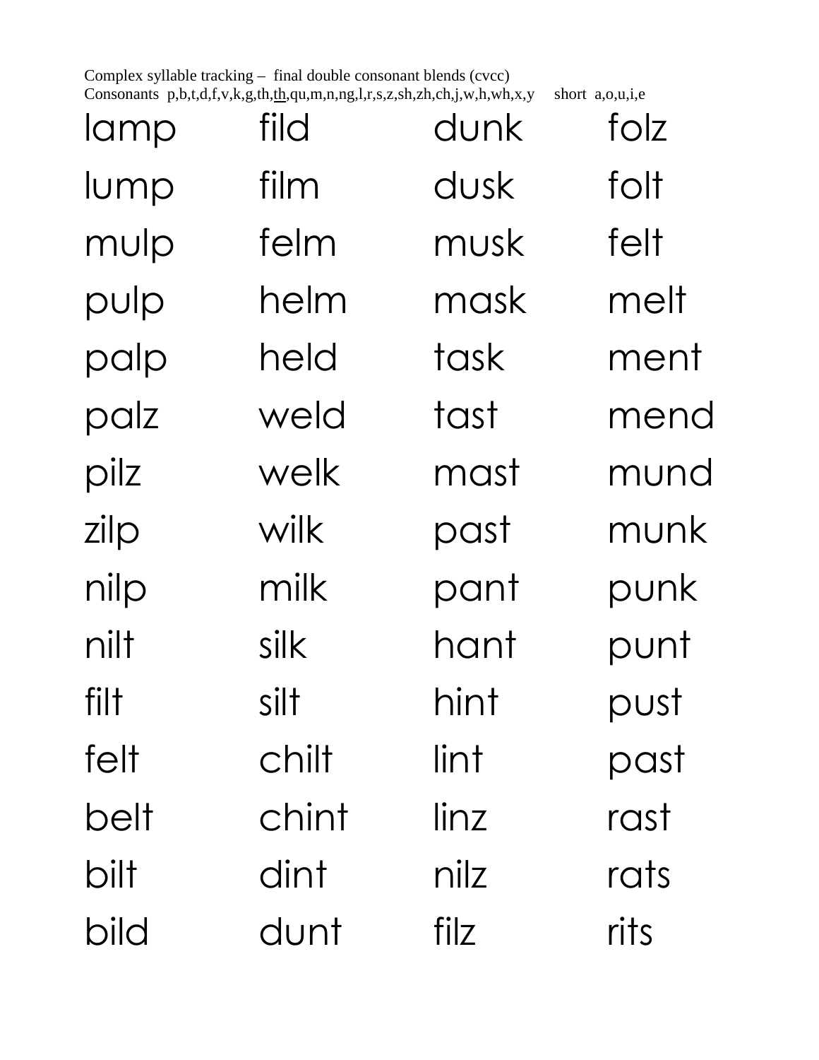Complex syllable tracking – final double consonant blends (cvcc)
Consonants p,b,t,d,f,v,k,g,th,th,qu,m,n,ng,l,r,s,z,sh,zh,ch,j,w,h,wh,x,y short a,o,u,i,e

| | | | |
|---|---|---|---|
| lamp | fild | dunk | folz |
| lump | film | dusk | folt |
| mulp | felm | musk | felt |
| pulp | helm | mask | melt |
| palp | held | task | ment |
| palz | weld | tast | mend |
| pilz | welk | mast | mund |
| zilp | wilk | past | munk |
| nilp | milk | pant | punk |
| nilt | silk | hant | punt |
| filt | silt | hint | pust |
| felt | chilt | lint | past |
| belt | chint | linz | rast |
| bilt | dint | nilz | rats |
| bild | dunt | filz | rits |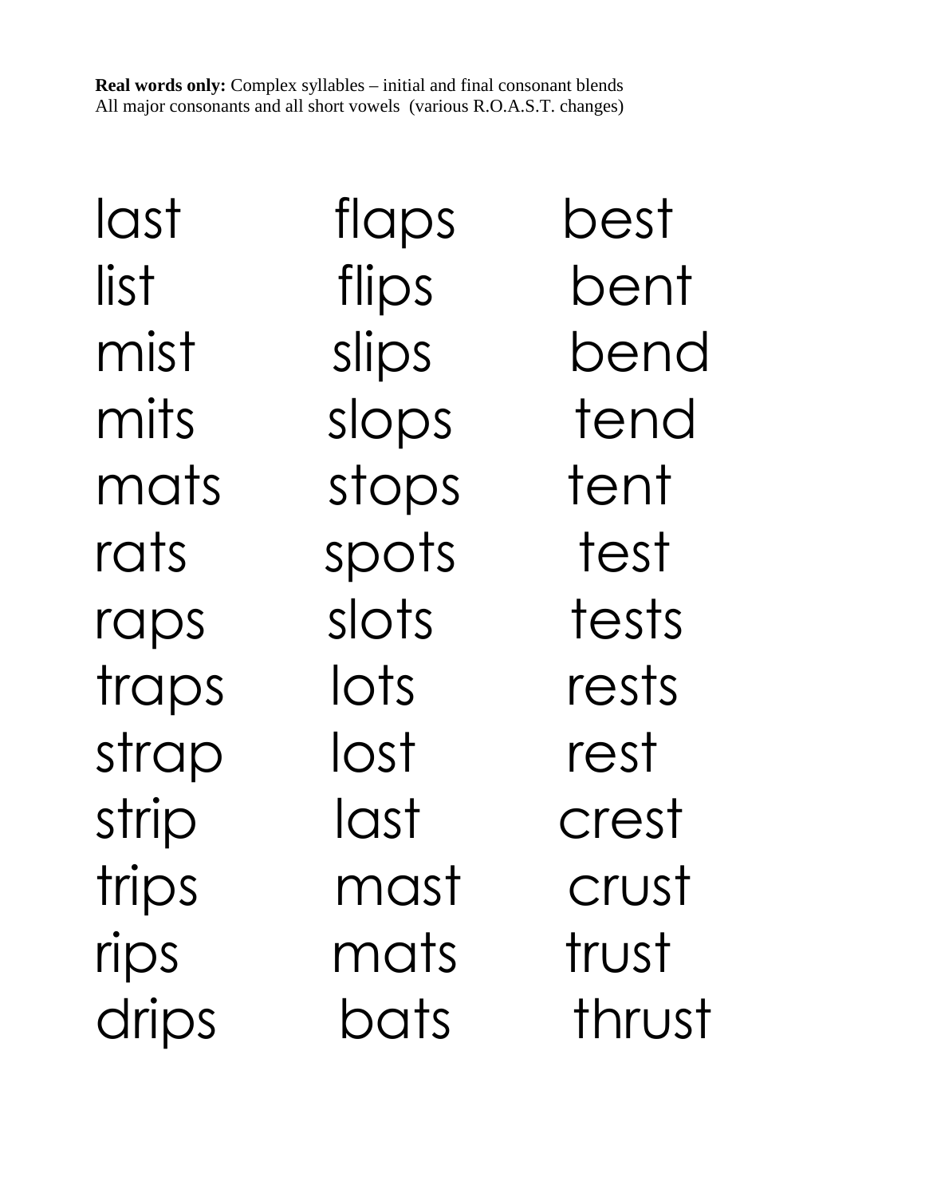**Real words only:** Complex syllables – initial and final consonant blends
All major consonants and all short vowels (various R.O.A.S.T. changes)

| | | |
|---|---|---|
| last | flaps | best |
| list | flips | bent |
| mist | slips | bend |
| mits | slops | tend |
| mats | stops | tent |
| rats | spots | test |
| raps | slots | tests |
| traps | lots | rests |
| strap | lost | rest |
| strip | last | crest |
| trips | mast | crust |
| rips | mats | trust |
| drips | bats | thrust |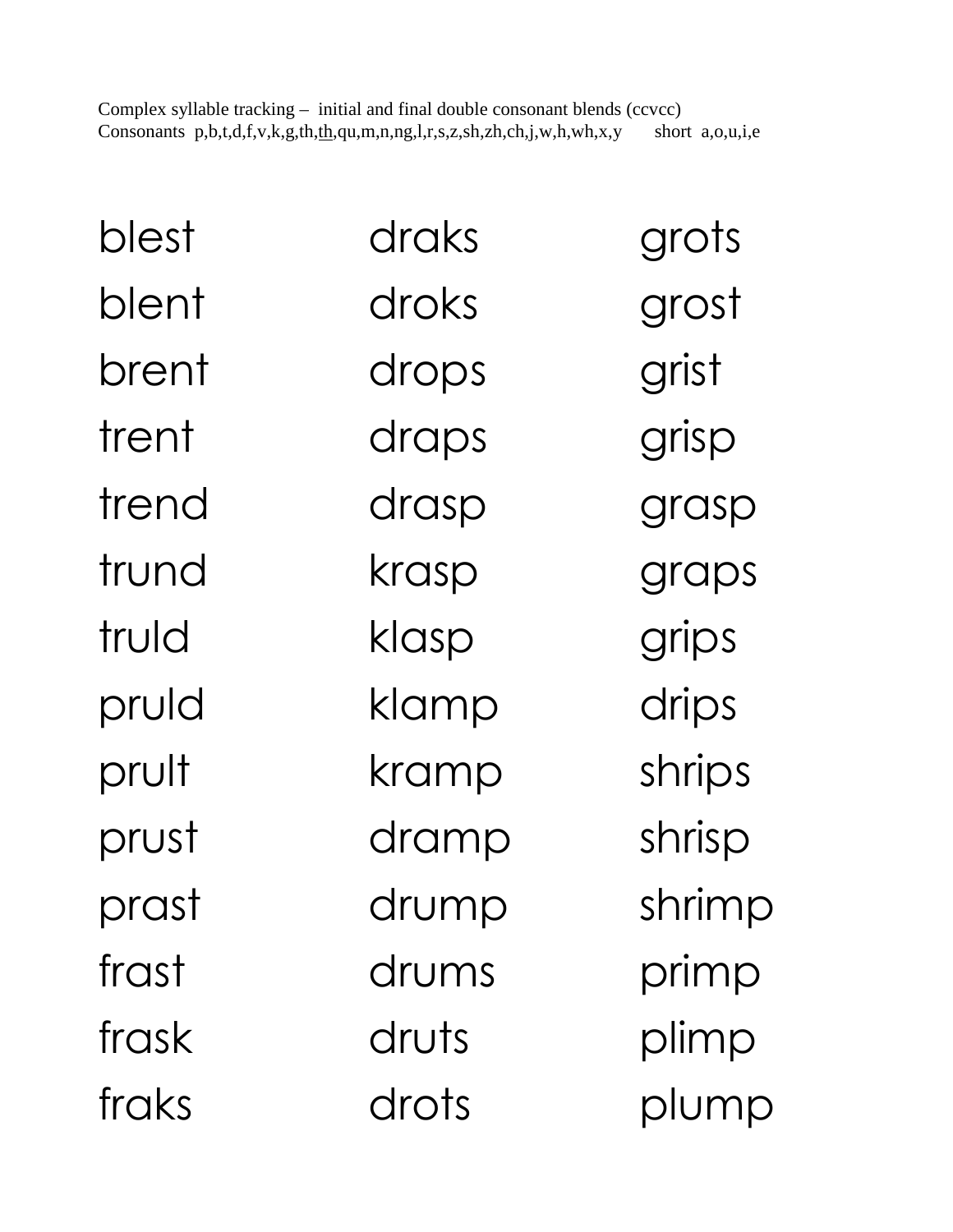Complex syllable tracking – initial and final double consonant blends (ccvcc)
Consonants p,b,t,d,f,v,k,g,th,th,qu,m,n,ng,l,r,s,z,sh,zh,ch,j,w,h,wh,x,y short a,o,u,i,e

| | | |
|---|---|---|
| blest | draks | grots |
| blent | droks | grost |
| brent | drops | grist |
| trent | draps | grisp |
| trend | drasp | grasp |
| trund | krasp | graps |
| truld | klasp | grips |
| pruld | klamp | drips |
| prult | kramp | shrips |
| prust | dramp | shrisp |
| prast | drump | shrimp |
| frast | drums | primp |
| frask | druts | plimp |
| fraks | drots | plump |